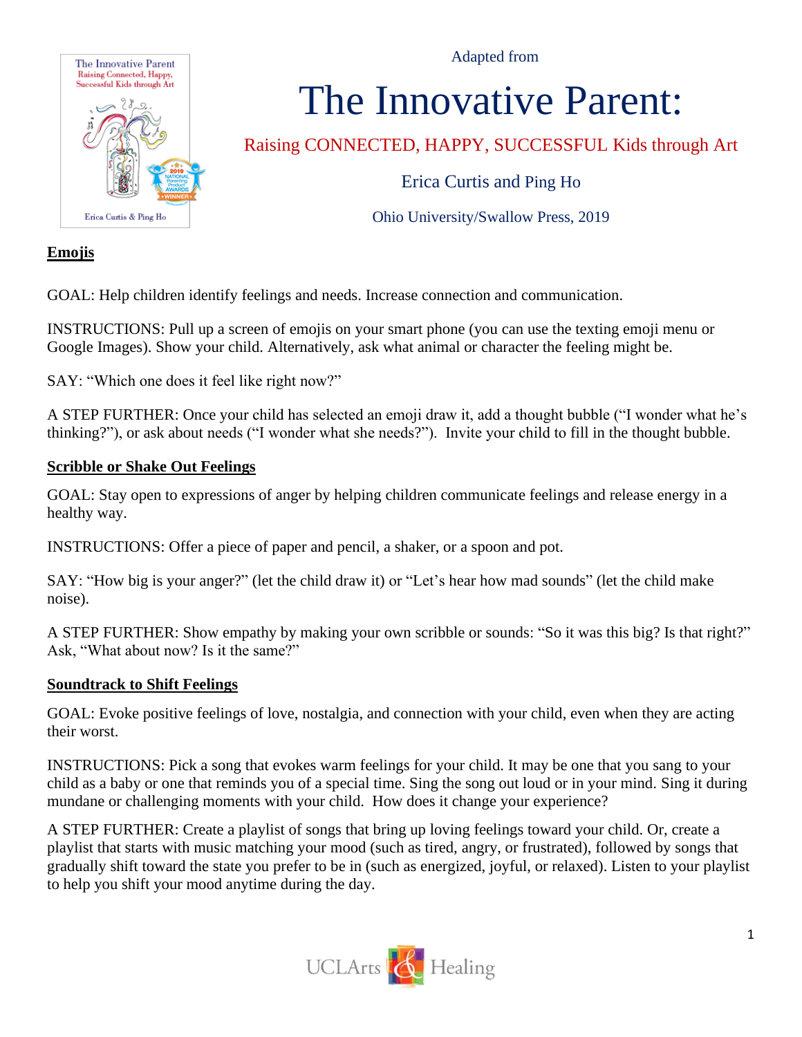Adapted from

# The Innovative Parent:

## Raising CONNECTED, HAPPY, SUCCESSFUL Kids through Art

Erica Curtis and Ping Ho

Ohio University/Swallow Press, 2019

### Emojis

GOAL: Help children identify feelings and needs. Increase connection and communication.

INSTRUCTIONS: Pull up a screen of emojis on your smart phone (you can use the texting emoji menu or Google Images). Show your child. Alternatively, ask what animal or character the feeling might be.

SAY: "Which one does it feel like right now?"

A STEP FURTHER: Once your child has selected an emoji draw it, add a thought bubble ("I wonder what he's thinking?"), or ask about needs ("I wonder what she needs?"). Invite your child to fill in the thought bubble.

### Scribble or Shake Out Feelings

GOAL: Stay open to expressions of anger by helping children communicate feelings and release energy in a healthy way.

INSTRUCTIONS: Offer a piece of paper and pencil, a shaker, or a spoon and pot.

SAY: "How big is your anger?" (let the child draw it) or "Let's hear how mad sounds" (let the child make noise).

A STEP FURTHER: Show empathy by making your own scribble or sounds: "So it was this big? Is that right?" Ask, "What about now? Is it the same?"

### Soundtrack to Shift Feelings

GOAL: Evoke positive feelings of love, nostalgia, and connection with your child, even when they are acting their worst.

INSTRUCTIONS: Pick a song that evokes warm feelings for your child. It may be one that you sang to your child as a baby or one that reminds you of a special time. Sing the song out loud or in your mind. Sing it during mundane or challenging moments with your child. How does it change your experience?

A STEP FURTHER: Create a playlist of songs that bring up loving feelings toward your child. Or, create a playlist that starts with music matching your mood (such as tired, angry, or frustrated), followed by songs that gradually shift toward the state you prefer to be in (such as energized, joyful, or relaxed). Listen to your playlist to help you shift your mood anytime during the day.

UCLArts & Healing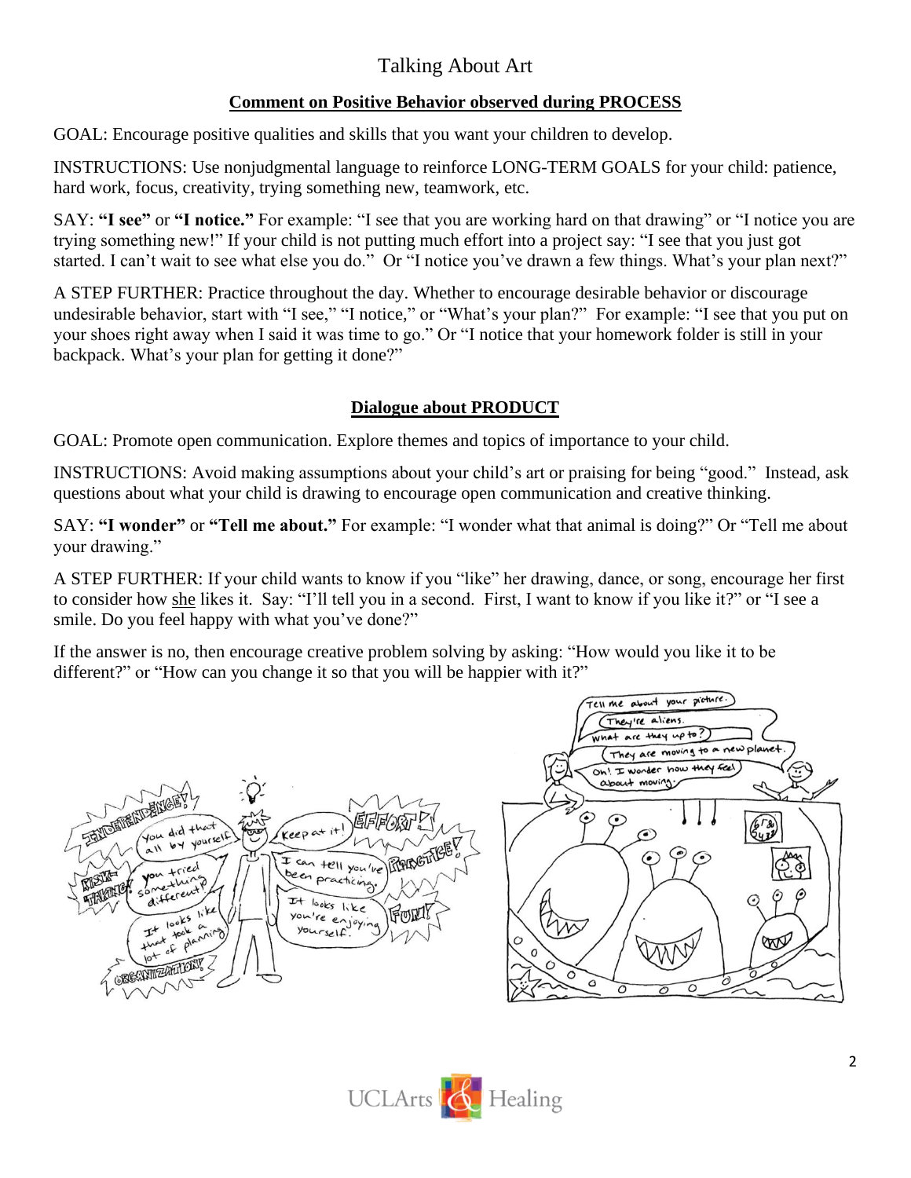# Talking About Art

## Comment on Positive Behavior observed during PROCESS

GOAL: Encourage positive qualities and skills that you want your children to develop.

INSTRUCTIONS: Use nonjudgmental language to reinforce LONG-TERM GOALS for your child: patience, hard work, focus, creativity, trying something new, teamwork, etc.

SAY: **"I see"** or **"I notice."** For example: "I see that you are working hard on that drawing" or "I notice you are trying something new!" If your child is not putting much effort into a project say: "I see that you just got started. I can't wait to see what else you do." Or "I notice you've drawn a few things. What's your plan next?"

A STEP FURTHER: Practice throughout the day. Whether to encourage desirable behavior or discourage undesirable behavior, start with "I see," "I notice," or "What's your plan?" For example: "I see that you put on your shoes right away when I said it was time to go." Or "I notice that your homework folder is still in your backpack. What's your plan for getting it done?"

## Dialogue about PRODUCT

GOAL: Promote open communication. Explore themes and topics of importance to your child.

INSTRUCTIONS: Avoid making assumptions about your child's art or praising for being "good." Instead, ask questions about what your child is drawing to encourage open communication and creative thinking.

SAY: **"I wonder"** or **"Tell me about."** For example: "I wonder what that animal is doing?" Or "Tell me about your drawing."

A STEP FURTHER: If your child wants to know if you "like" her drawing, dance, or song, encourage her first to consider how she likes it. Say: "I'll tell you in a second. First, I want to know if you like it?" or "I see a smile. Do you feel happy with what you've done?"

If the answer is no, then encourage creative problem solving by asking: "How would you like it to be different?" or "How can you change it so that you will be happier with it?"